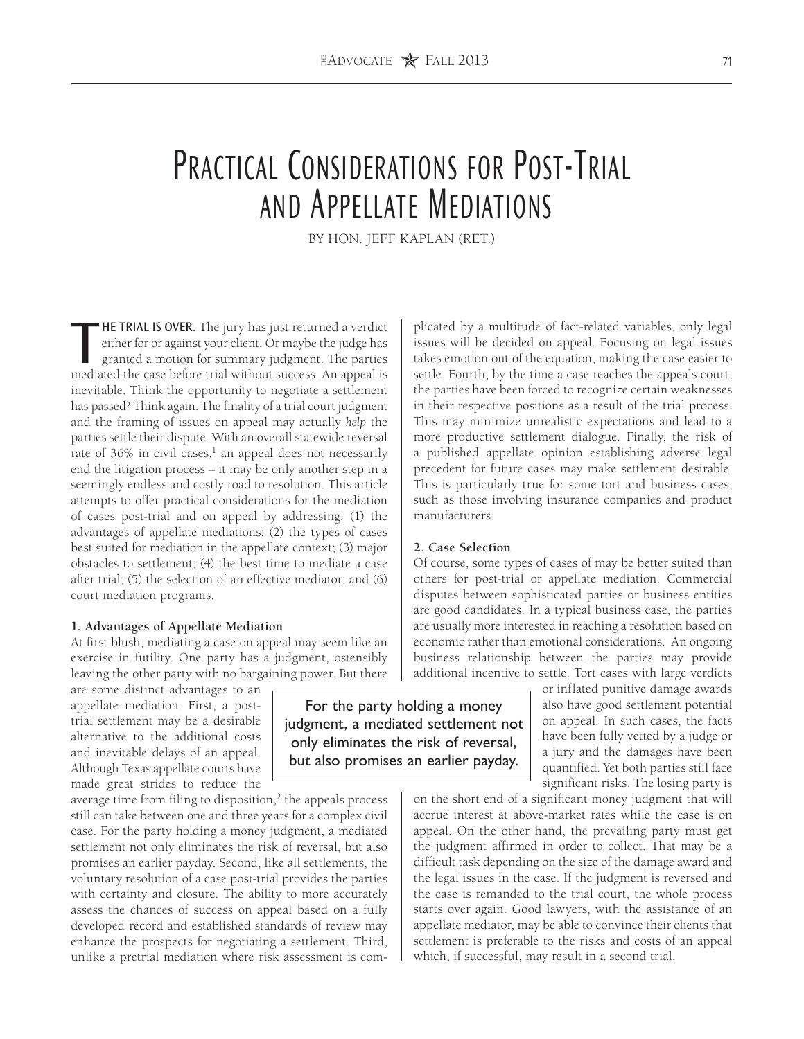# Practical Considerations for Post-Trial and Appellate Mediations

BY HON. JEFF KAPLAN (RET.)

**THE TRIAL IS OVER.** The jury has just returned a verdict either for or against your client. Or maybe the judge has granted a motion for summary judgment. The parties mediated the case before trial without success. An appeal is inevitable. Think the opportunity to negotiate a settlement has passed? Think again. The finality of a trial court judgment and the framing of issues on appeal may actually *help* the parties settle their dispute. With an overall statewide reversal rate of 36% in civil cases,[1] an appeal does not necessarily end the litigation process – it may be only another step in a seemingly endless and costly road to resolution. This article attempts to offer practical considerations for the mediation of cases post-trial and on appeal by addressing: (1) the advantages of appellate mediations; (2) the types of cases best suited for mediation in the appellate context; (3) major obstacles to settlement; (4) the best time to mediate a case after trial; (5) the selection of an effective mediator; and (6) court mediation programs.

**1. Advantages of Appellate Mediation**

At first blush, mediating a case on appeal may seem like an exercise in futility. One party has a judgment, ostensibly leaving the other party with no bargaining power. But there are some distinct advantages to an appellate mediation. First, a post-trial settlement may be a desirable alternative to the additional costs and inevitable delays of an appeal. Although Texas appellate courts have made great strides to reduce the average time from filing to disposition,[2] the appeals process still can take between one and three years for a complex civil case. For the party holding a money judgment, a mediated settlement not only eliminates the risk of reversal, but also promises an earlier payday. Second, like all settlements, the voluntary resolution of a case post-trial provides the parties with certainty and closure. The ability to more accurately assess the chances of success on appeal based on a fully developed record and established standards of review may enhance the prospects for negotiating a settlement. Third, unlike a pretrial mediation where risk assessment is complicated by a multitude of fact-related variables, only legal issues will be decided on appeal. Focusing on legal issues takes emotion out of the equation, making the case easier to settle. Fourth, by the time a case reaches the appeals court, the parties have been forced to recognize certain weaknesses in their respective positions as a result of the trial process. This may minimize unrealistic expectations and lead to a more productive settlement dialogue. Finally, the risk of a published appellate opinion establishing adverse legal precedent for future cases may make settlement desirable. This is particularly true for some tort and business cases, such as those involving insurance companies and product manufacturers.

> For the party holding a money judgment, a mediated settlement not only eliminates the risk of reversal, but also promises an earlier payday.

**2. Case Selection**

Of course, some types of cases of may be better suited than others for post-trial or appellate mediation. Commercial disputes between sophisticated parties or business entities are good candidates. In a typical business case, the parties are usually more interested in reaching a resolution based on economic rather than emotional considerations. An ongoing business relationship between the parties may provide additional incentive to settle. Tort cases with large verdicts or inflated punitive damage awards also have good settlement potential on appeal. In such cases, the facts have been fully vetted by a judge or a jury and the damages have been quantified. Yet both parties still face significant risks. The losing party is on the short end of a significant money judgment that will accrue interest at above-market rates while the case is on appeal. On the other hand, the prevailing party must get the judgment affirmed in order to collect. That may be a difficult task depending on the size of the damage award and the legal issues in the case. If the judgment is reversed and the case is remanded to the trial court, the whole process starts over again. Good lawyers, with the assistance of an appellate mediator, may be able to convince their clients that settlement is preferable to the risks and costs of an appeal which, if successful, may result in a second trial.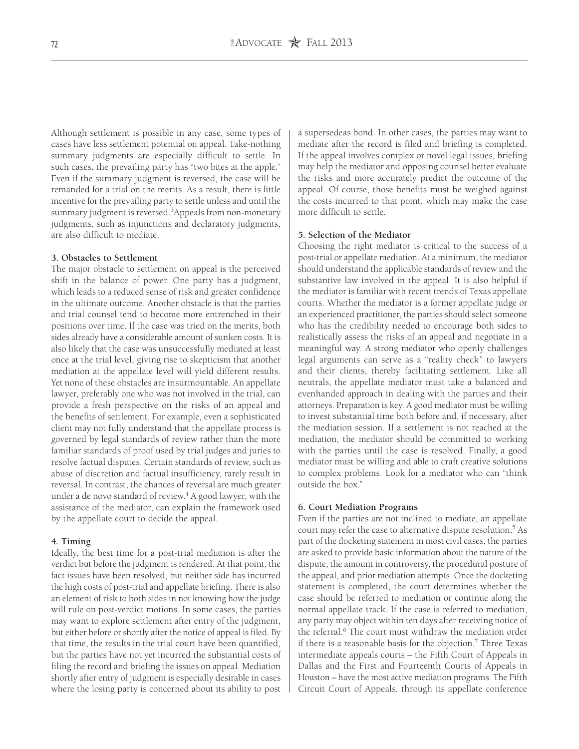Although settlement is possible in any case, some types of cases have less settlement potential on appeal. Take-nothing summary judgments are especially difficult to settle. In such cases, the prevailing party has "two bites at the apple." Even if the summary judgment is reversed, the case will be remanded for a trial on the merits. As a result, there is little incentive for the prevailing party to settle unless and until the summary judgment is reversed.[3] Appeals from non-monetary judgments, such as injunctions and declaratory judgments, are also difficult to mediate.

**3. Obstacles to Settlement**

The major obstacle to settlement on appeal is the perceived shift in the balance of power. One party has a judgment, which leads to a reduced sense of risk and greater confidence in the ultimate outcome. Another obstacle is that the parties and trial counsel tend to become more entrenched in their positions over time. If the case was tried on the merits, both sides already have a considerable amount of sunken costs. It is also likely that the case was unsuccessfully mediated at least once at the trial level, giving rise to skepticism that another mediation at the appellate level will yield different results. Yet none of these obstacles are insurmountable. An appellate lawyer, preferably one who was not involved in the trial, can provide a fresh perspective on the risks of an appeal and the benefits of settlement. For example, even a sophisticated client may not fully understand that the appellate process is governed by legal standards of review rather than the more familiar standards of proof used by trial judges and juries to resolve factual disputes. Certain standards of review, such as abuse of discretion and factual insufficiency, rarely result in reversal. In contrast, the chances of reversal are much greater under a de novo standard of review.[4] A good lawyer, with the assistance of the mediator, can explain the framework used by the appellate court to decide the appeal.

**4. Timing**

Ideally, the best time for a post-trial mediation is after the verdict but before the judgment is rendered. At that point, the fact issues have been resolved, but neither side has incurred the high costs of post-trial and appellate briefing. There is also an element of risk to both sides in not knowing how the judge will rule on post-verdict motions. In some cases, the parties may want to explore settlement after entry of the judgment, but either before or shortly after the notice of appeal is filed. By that time, the results in the trial court have been quantified, but the parties have not yet incurred the substantial costs of filing the record and briefing the issues on appeal. Mediation shortly after entry of judgment is especially desirable in cases where the losing party is concerned about its ability to post a supersedeas bond. In other cases, the parties may want to mediate after the record is filed and briefing is completed. If the appeal involves complex or novel legal issues, briefing may help the mediator and opposing counsel better evaluate the risks and more accurately predict the outcome of the appeal. Of course, those benefits must be weighed against the costs incurred to that point, which may make the case more difficult to settle.

**5. Selection of the Mediator**

Choosing the right mediator is critical to the success of a post-trial or appellate mediation. At a minimum, the mediator should understand the applicable standards of review and the substantive law involved in the appeal. It is also helpful if the mediator is familiar with recent trends of Texas appellate courts. Whether the mediator is a former appellate judge or an experienced practitioner, the parties should select someone who has the credibility needed to encourage both sides to realistically assess the risks of an appeal and negotiate in a meaningful way. A strong mediator who openly challenges legal arguments can serve as a "reality check" to lawyers and their clients, thereby facilitating settlement. Like all neutrals, the appellate mediator must take a balanced and evenhanded approach in dealing with the parties and their attorneys. Preparation is key. A good mediator must be willing to invest substantial time both before and, if necessary, after the mediation session. If a settlement is not reached at the mediation, the mediator should be committed to working with the parties until the case is resolved. Finally, a good mediator must be willing and able to craft creative solutions to complex problems. Look for a mediator who can "think outside the box."

**6. Court Mediation Programs**

Even if the parties are not inclined to mediate, an appellate court may refer the case to alternative dispute resolution.[5] As part of the docketing statement in most civil cases, the parties are asked to provide basic information about the nature of the dispute, the amount in controversy, the procedural posture of the appeal, and prior mediation attempts. Once the docketing statement is completed, the court determines whether the case should be referred to mediation or continue along the normal appellate track. If the case is referred to mediation, any party may object within ten days after receiving notice of the referral.[6] The court must withdraw the mediation order if there is a reasonable basis for the objection.[7] Three Texas intermediate appeals courts – the Fifth Court of Appeals in Dallas and the First and Fourteenth Courts of Appeals in Houston – have the most active mediation programs. The Fifth Circuit Court of Appeals, through its appellate conference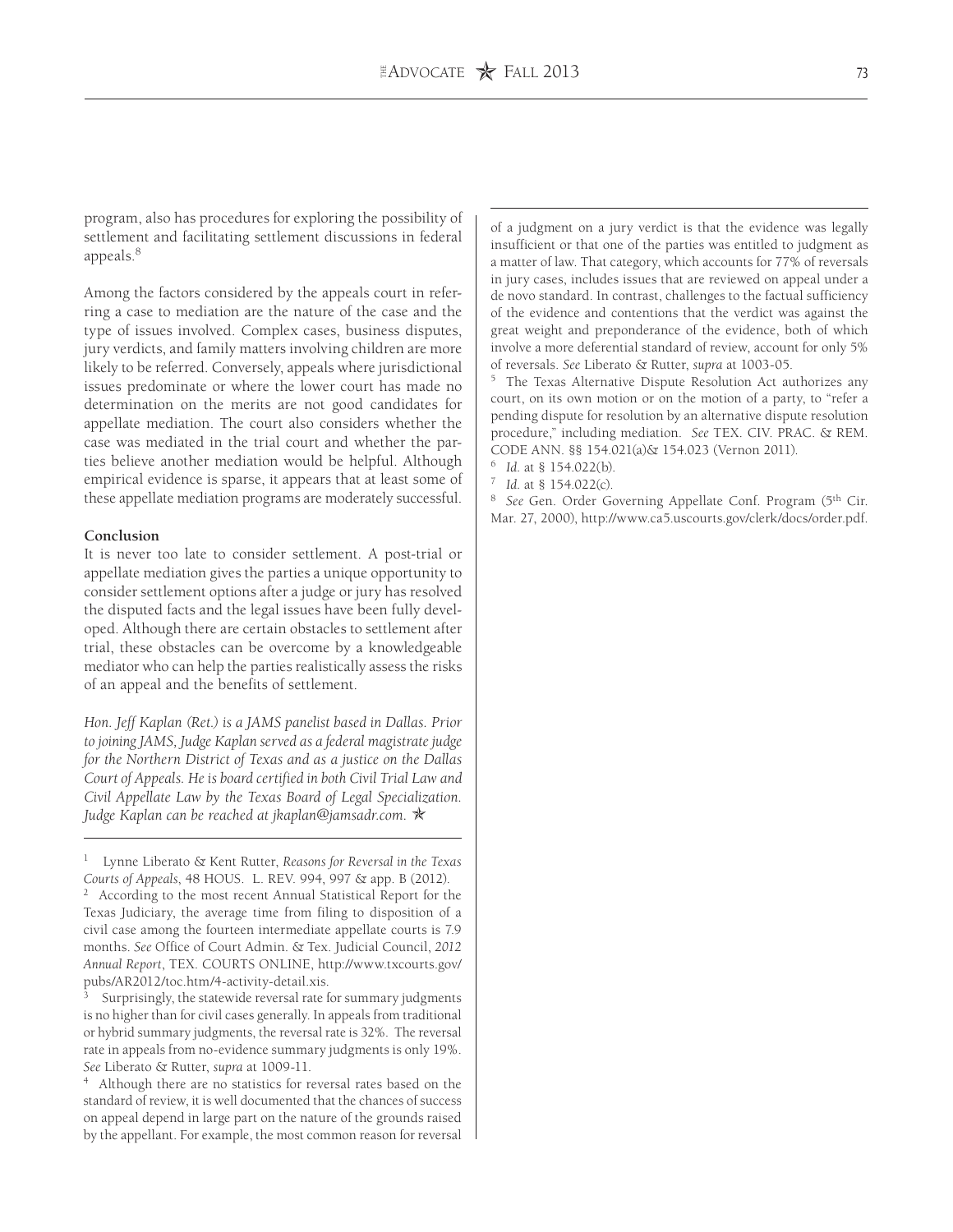program, also has procedures for exploring the possibility of settlement and facilitating settlement discussions in federal appeals.[8]

Among the factors considered by the appeals court in referring a case to mediation are the nature of the case and the type of issues involved. Complex cases, business disputes, jury verdicts, and family matters involving children are more likely to be referred. Conversely, appeals where jurisdictional issues predominate or where the lower court has made no determination on the merits are not good candidates for appellate mediation. The court also considers whether the case was mediated in the trial court and whether the parties believe another mediation would be helpful. Although empirical evidence is sparse, it appears that at least some of these appellate mediation programs are moderately successful.

**Conclusion**

It is never too late to consider settlement. A post-trial or appellate mediation gives the parties a unique opportunity to consider settlement options after a judge or jury has resolved the disputed facts and the legal issues have been fully developed. Although there are certain obstacles to settlement after trial, these obstacles can be overcome by a knowledgeable mediator who can help the parties realistically assess the risks of an appeal and the benefits of settlement.

*Hon. Jeff Kaplan (Ret.) is a JAMS panelist based in Dallas. Prior to joining JAMS, Judge Kaplan served as a federal magistrate judge for the Northern District of Texas and as a justice on the Dallas Court of Appeals. He is board certified in both Civil Trial Law and Civil Appellate Law by the Texas Board of Legal Specialization. Judge Kaplan can be reached at jkaplan@jamsadr.com.* ✯

---

[1] Lynne Liberato & Kent Rutter, *Reasons for Reversal in the Texas Courts of Appeals*, 48 HOUS. L. REV. 994, 997 & app. B (2012).

[2] According to the most recent Annual Statistical Report for the Texas Judiciary, the average time from filing to disposition of a civil case among the fourteen intermediate appellate courts is 7.9 months. *See* Office of Court Admin. & Tex. Judicial Council, *2012 Annual Report*, TEX. COURTS ONLINE, http://www.txcourts.gov/pubs/AR2012/toc.htm/4-activity-detail.xis.

[3] Surprisingly, the statewide reversal rate for summary judgments is no higher than for civil cases generally. In appeals from traditional or hybrid summary judgments, the reversal rate is 32%. The reversal rate in appeals from no-evidence summary judgments is only 19%. *See* Liberato & Rutter, *supra* at 1009-11.

[4] Although there are no statistics for reversal rates based on the standard of review, it is well documented that the chances of success on appeal depend in large part on the nature of the grounds raised by the appellant. For example, the most common reason for reversal of a judgment on a jury verdict is that the evidence was legally insufficient or that one of the parties was entitled to judgment as a matter of law. That category, which accounts for 77% of reversals in jury cases, includes issues that are reviewed on appeal under a de novo standard. In contrast, challenges to the factual sufficiency of the evidence and contentions that the verdict was against the great weight and preponderance of the evidence, both of which involve a more deferential standard of review, account for only 5% of reversals. *See* Liberato & Rutter, *supra* at 1003-05.

[5] The Texas Alternative Dispute Resolution Act authorizes any court, on its own motion or on the motion of a party, to "refer a pending dispute for resolution by an alternative dispute resolution procedure," including mediation. *See* TEX. CIV. PRAC. & REM. CODE ANN. §§ 154.021(a)& 154.023 (Vernon 2011).

[6] *Id.* at § 154.022(b).

[7] *Id.* at § 154.022(c).

[8] *See* Gen. Order Governing Appellate Conf. Program (5th Cir. Mar. 27, 2000), http://www.ca5.uscourts.gov/clerk/docs/order.pdf.